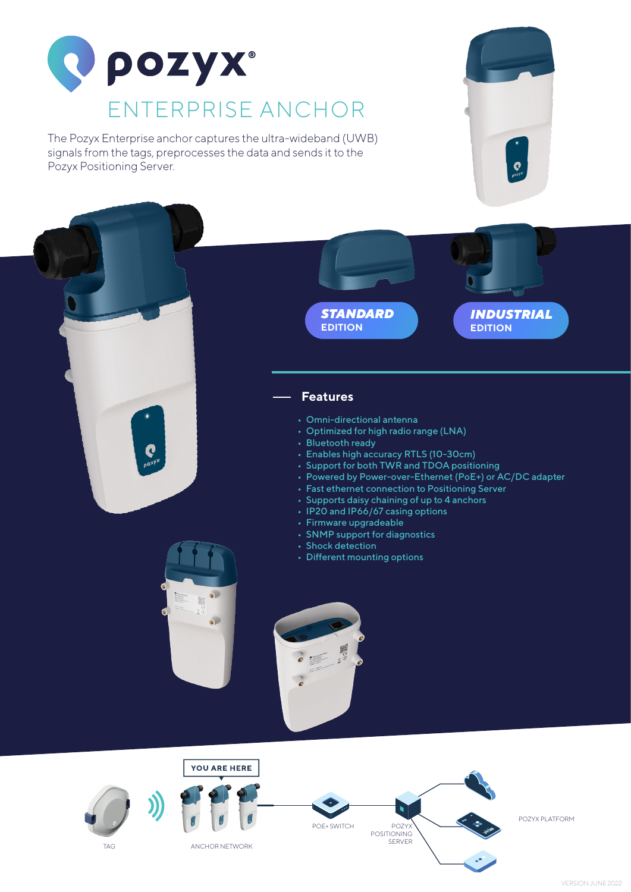# pozyx®

## ENTERPRISE ANCHOR

The Pozyx Enterprise anchor captures the ultra-wideband (UWB) signals from the tags, preprocesses the data and sends it to the Pozyx Positioning Server.

**STANDARD EDITION**

**INDUSTRIAL EDITION**

## Features

- Omni-directional antenna
- Optimized for high radio range (LNA)
- Bluetooth ready
- Enables high accuracy RTLS (10-30cm)
- Support for both TWR and TDOA positioning
- Powered by Power-over-Ethernet (PoE+) or AC/DC adapter
- Fast ethernet connection to Positioning Server
- Supports daisy chaining of up to 4 anchors
- IP20 and IP66/67 casing options
- Firmware upgradeable
- SNMP support for diagnostics
- Shock detection
- Different mounting options

YOU ARE HERE

TAG

ANCHOR NETWORK

POE+ SWITCH

POZYX POSITIONING SERVER

POZYX PLATFORM

VERSION JUNE 2022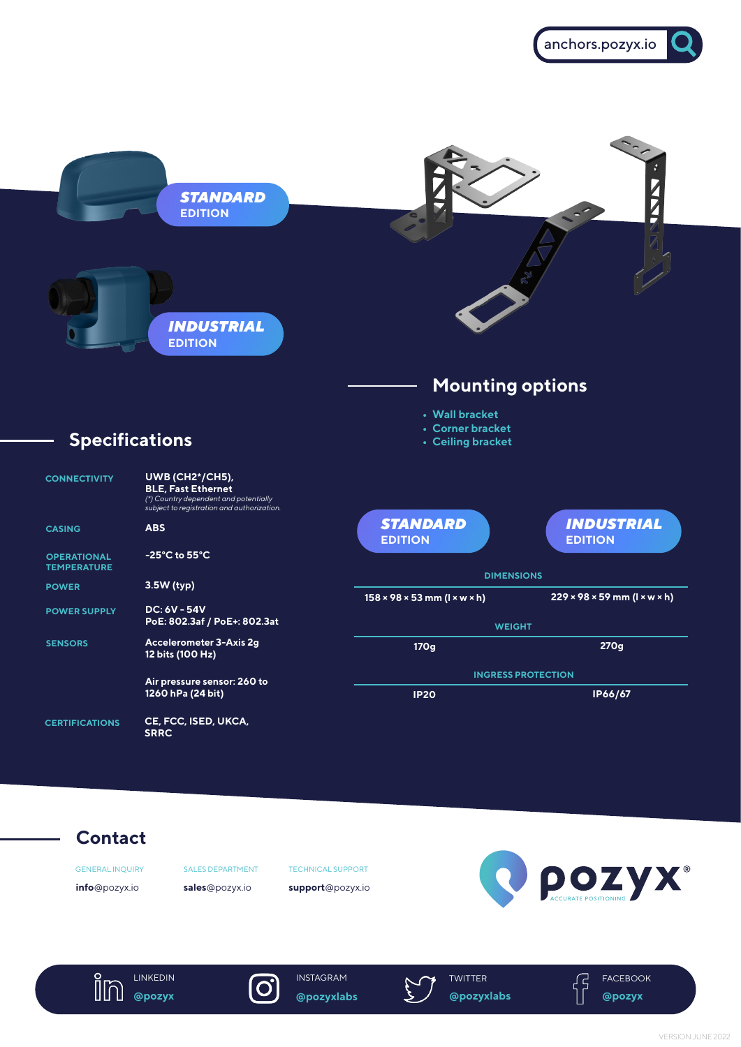anchors.pozyx.io

**STANDARD** EDITION

**INDUSTRIAL** EDITION

## Mounting options

- Wall bracket
- Corner bracket
- Ceiling bracket

## Specifications

| | |
|---|---|
| CONNECTIVITY | UWB (CH2*/CH5), BLE, Fast Ethernet *(\*) Country dependent and potentially subject to registration and authorization.* |
| CASING | ABS |
| OPERATIONAL TEMPERATURE | -25°C to 55°C |
| POWER | 3.5W (typ) |
| POWER SUPPLY | DC: 6V - 54V<br>PoE: 802.3af / PoE+: 802.3at |
| SENSORS | Accelerometer 3-Axis 2g 12 bits (100 Hz)<br>Air pressure sensor: 260 to 1260 hPa (24 bit) |
| CERTIFICATIONS | CE, FCC, ISED, UKCA, SRRC |

| | STANDARD EDITION | INDUSTRIAL EDITION |
|---|---|---|
| DIMENSIONS | 158 × 98 × 53 mm (l × w × h) | 229 × 98 × 59 mm (l × w × h) |
| WEIGHT | 170g | 270g |
| INGRESS PROTECTION | IP20 | IP66/67 |

## Contact

| GENERAL INQUIRY | SALES DEPARTMENT | TECHNICAL SUPPORT |
|---|---|---|
| **info**@pozyx.io | **sales**@pozyx.io | **support**@pozyx.io |

pozyx® ACCURATE POSITIONING

LINKEDIN @pozyx

INSTAGRAM @pozyxlabs

TWITTER @pozyxlabs

FACEBOOK @pozyx

VERSION JUNE 2022